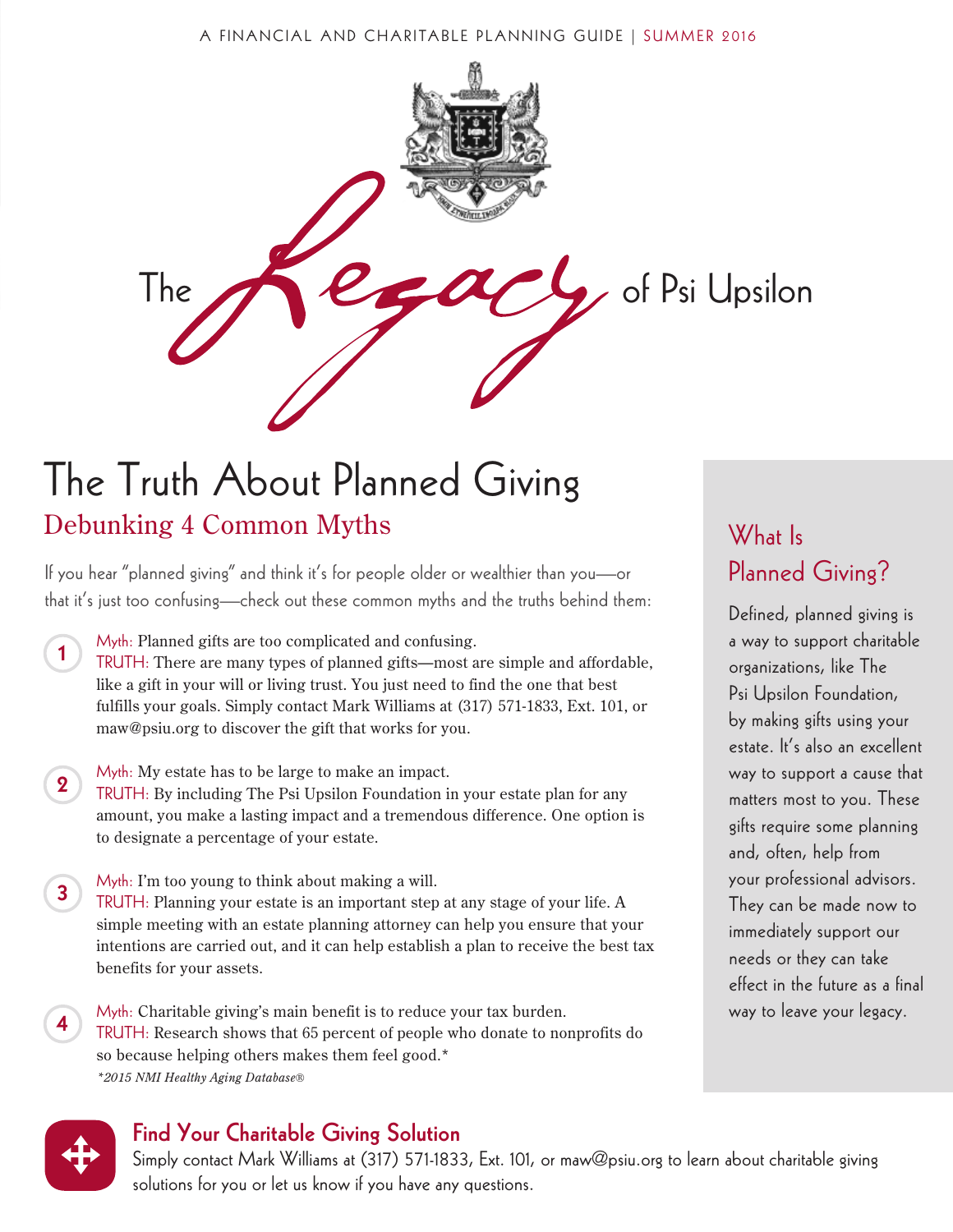A FINANCIAL AND CHARITABLE PLANNING GUIDE | SUMMER 2016

# The *Legacy* of Psi Upsilon

## The Truth About Planned Giving

### Debunking 4 Common Myths

If you hear "planned giving" and think it's for people older or wealthier than you—or that it's just too confusing—check out these common myths and the truths behind them:

1. Myth: Planned gifts are too complicated and confusing.
   TRUTH: There are many types of planned gifts—most are simple and affordable, like a gift in your will or living trust. You just need to find the one that best fulfills your goals. Simply contact Mark Williams at (317) 571-1833, Ext. 101, or maw@psiu.org to discover the gift that works for you.

2. Myth: My estate has to be large to make an impact.
   TRUTH: By including The Psi Upsilon Foundation in your estate plan for any amount, you make a lasting impact and a tremendous difference. One option is to designate a percentage of your estate.

3. Myth: I'm too young to think about making a will.
   TRUTH: Planning your estate is an important step at any stage of your life. A simple meeting with an estate planning attorney can help you ensure that your intentions are carried out, and it can help establish a plan to receive the best tax benefits for your assets.

4. Myth: Charitable giving's main benefit is to reduce your tax burden.
   TRUTH: Research shows that 65 percent of people who donate to nonprofits do so because helping others makes them feel good.*
   *\*2015 NMI Healthy Aging Database®*

## What Is Planned Giving?

Defined, planned giving is a way to support charitable organizations, like The Psi Upsilon Foundation, by making gifts using your estate. It's also an excellent way to support a cause that matters most to you. These gifts require some planning and, often, help from your professional advisors. They can be made now to immediately support our needs or they can take effect in the future as a final way to leave your legacy.

## Find Your Charitable Giving Solution

Simply contact Mark Williams at (317) 571-1833, Ext. 101, or maw@psiu.org to learn about charitable giving solutions for you or let us know if you have any questions.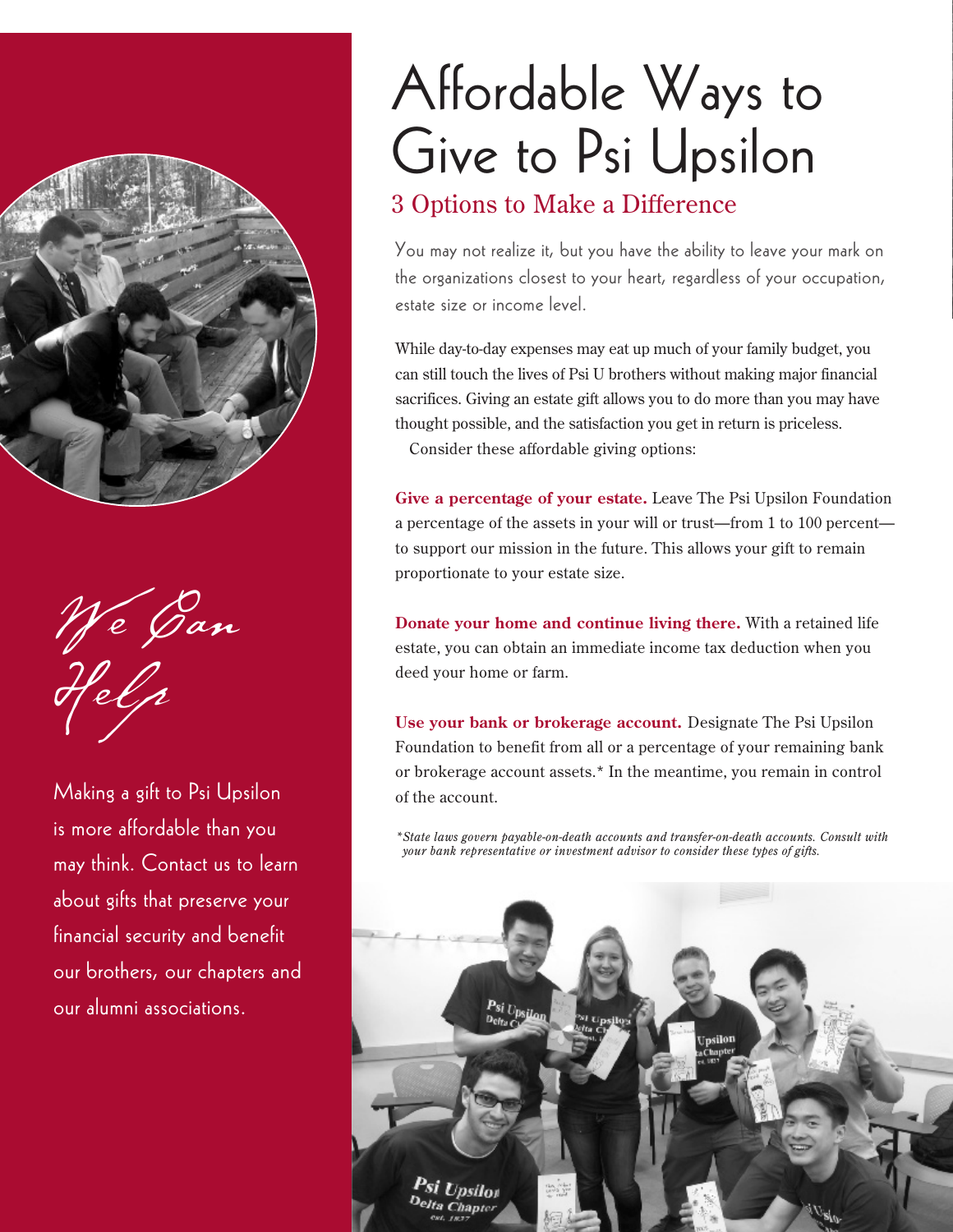# Affordable Ways to Give to Psi Upsilon

## 3 Options to Make a Difference

You may not realize it, but you have the ability to leave your mark on the organizations closest to your heart, regardless of your occupation, estate size or income level.

While day-to-day expenses may eat up much of your family budget, you can still touch the lives of Psi U brothers without making major financial sacrifices. Giving an estate gift allows you to do more than you may have thought possible, and the satisfaction you get in return is priceless.

Consider these affordable giving options:

**Give a percentage of your estate.** Leave The Psi Upsilon Foundation a percentage of the assets in your will or trust—from 1 to 100 percent—to support our mission in the future. This allows your gift to remain proportionate to your estate size.

**Donate your home and continue living there.** With a retained life estate, you can obtain an immediate income tax deduction when you deed your home or farm.

**Use your bank or brokerage account.** Designate The Psi Upsilon Foundation to benefit from all or a percentage of your remaining bank or brokerage account assets.* In the meantime, you remain in control of the account.

*\*State laws govern payable-on-death accounts and transfer-on-death accounts. Consult with your bank representative or investment advisor to consider these types of gifts.*

## *We Can Help*

Making a gift to Psi Upsilon is more affordable than you may think. Contact us to learn about gifts that preserve your financial security and benefit our brothers, our chapters and our alumni associations.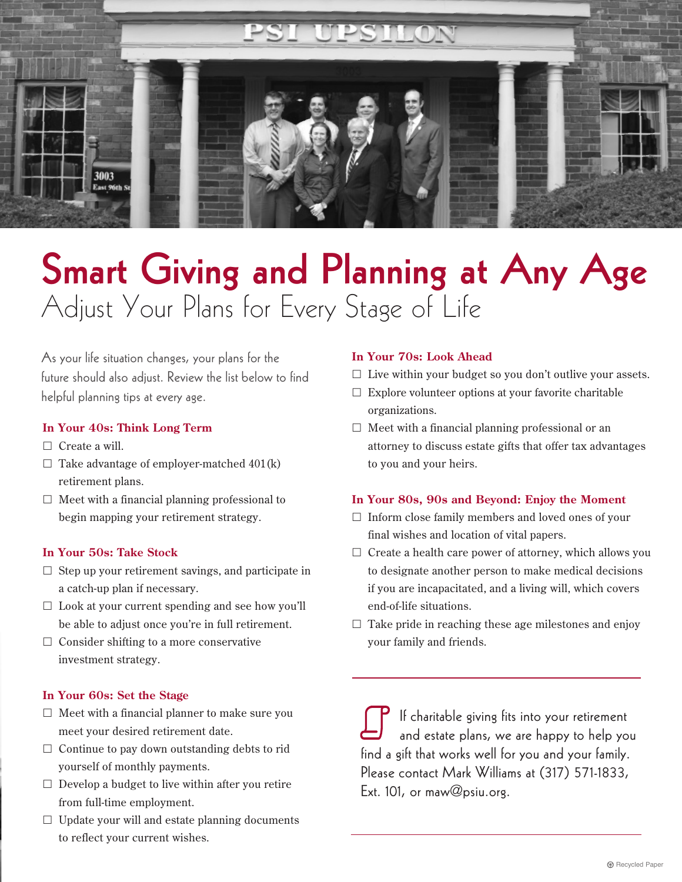# Smart Giving and Planning at Any Age

## Adjust Your Plans for Every Stage of Life

As your life situation changes, your plans for the future should also adjust. Review the list below to find helpful planning tips at every age.

### In Your 40s: Think Long Term

- ☐ Create a will.
- ☐ Take advantage of employer-matched 401(k) retirement plans.
- ☐ Meet with a financial planning professional to begin mapping your retirement strategy.

### In Your 50s: Take Stock

- ☐ Step up your retirement savings, and participate in a catch-up plan if necessary.
- ☐ Look at your current spending and see how you'll be able to adjust once you're in full retirement.
- ☐ Consider shifting to a more conservative investment strategy.

### In Your 60s: Set the Stage

- ☐ Meet with a financial planner to make sure you meet your desired retirement date.
- ☐ Continue to pay down outstanding debts to rid yourself of monthly payments.
- ☐ Develop a budget to live within after you retire from full-time employment.
- ☐ Update your will and estate planning documents to reflect your current wishes.

### In Your 70s: Look Ahead

- ☐ Live within your budget so you don't outlive your assets.
- ☐ Explore volunteer options at your favorite charitable organizations.
- ☐ Meet with a financial planning professional or an attorney to discuss estate gifts that offer tax advantages to you and your heirs.

### In Your 80s, 90s and Beyond: Enjoy the Moment

- ☐ Inform close family members and loved ones of your final wishes and location of vital papers.
- ☐ Create a health care power of attorney, which allows you to designate another person to make medical decisions if you are incapacitated, and a living will, which covers end-of-life situations.
- ☐ Take pride in reaching these age milestones and enjoy your family and friends.

---

If charitable giving fits into your retirement and estate plans, we are happy to help you find a gift that works well for you and your family. Please contact Mark Williams at (317) 571-1833, Ext. 101, or maw@psiu.org.

---

Recycled Paper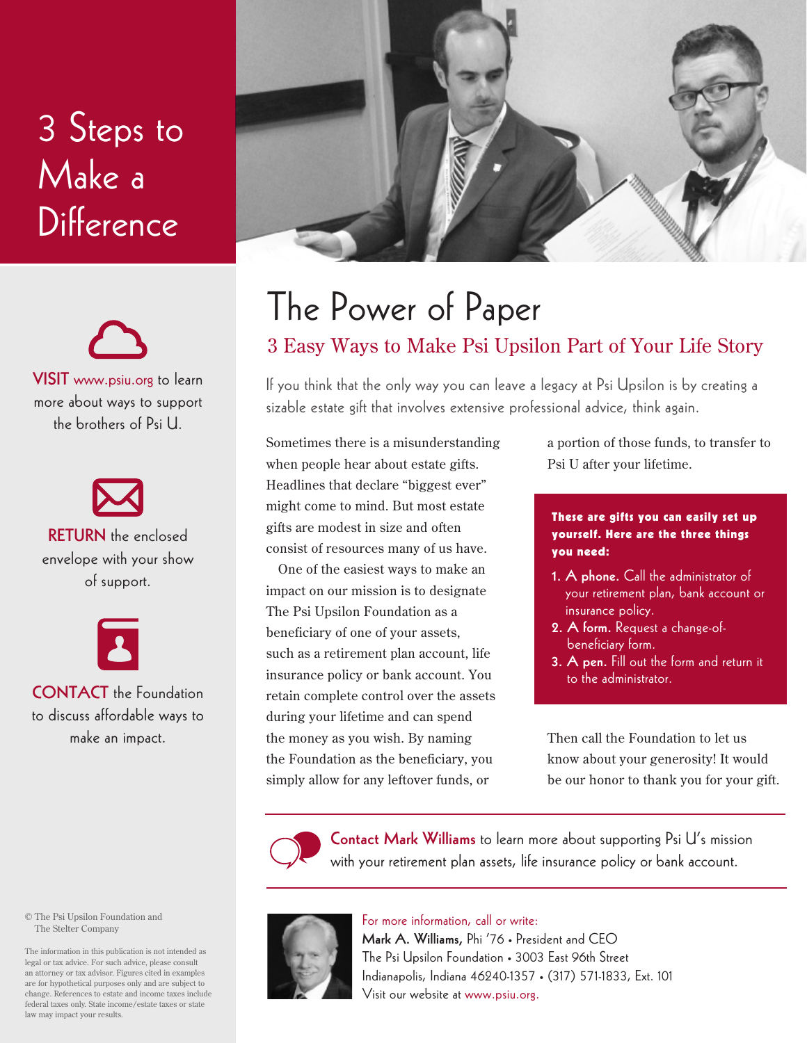# 3 Steps to Make a Difference

**VISIT** www.psiu.org to learn more about ways to support the brothers of Psi U.

**RETURN** the enclosed envelope with your show of support.

**CONTACT** the Foundation to discuss affordable ways to make an impact.

# The Power of Paper

## 3 Easy Ways to Make Psi Upsilon Part of Your Life Story

If you think that the only way you can leave a legacy at Psi Upsilon is by creating a sizable estate gift that involves extensive professional advice, think again.

Sometimes there is a misunderstanding when people hear about estate gifts. Headlines that declare "biggest ever" might come to mind. But most estate gifts are modest in size and often consist of resources many of us have.

One of the easiest ways to make an impact on our mission is to designate The Psi Upsilon Foundation as a beneficiary of one of your assets, such as a retirement plan account, life insurance policy or bank account. You retain complete control over the assets during your lifetime and can spend the money as you wish. By naming the Foundation as the beneficiary, you simply allow for any leftover funds, or a portion of those funds, to transfer to Psi U after your lifetime.

**These are gifts you can easily set up yourself. Here are the three things you need:**

1. **A phone.** Call the administrator of your retirement plan, bank account or insurance policy.
2. **A form.** Request a change-of-beneficiary form.
3. **A pen.** Fill out the form and return it to the administrator.

Then call the Foundation to let us know about your generosity! It would be our honor to thank you for your gift.

**Contact Mark Williams** to learn more about supporting Psi U's mission with your retirement plan assets, life insurance policy or bank account.

For more information, call or write:
**Mark A. Williams,** Phi '76 • President and CEO
The Psi Upsilon Foundation • 3003 East 96th Street
Indianapolis, Indiana 46240-1357 • (317) 571-1833, Ext. 101
Visit our website at www.psiu.org.

© The Psi Upsilon Foundation and The Stelter Company

The information in this publication is not intended as legal or tax advice. For such advice, please consult an attorney or tax advisor. Figures cited in examples are for hypothetical purposes only and are subject to change. References to estate and income taxes include federal taxes only. State income/estate taxes or state law may impact your results.